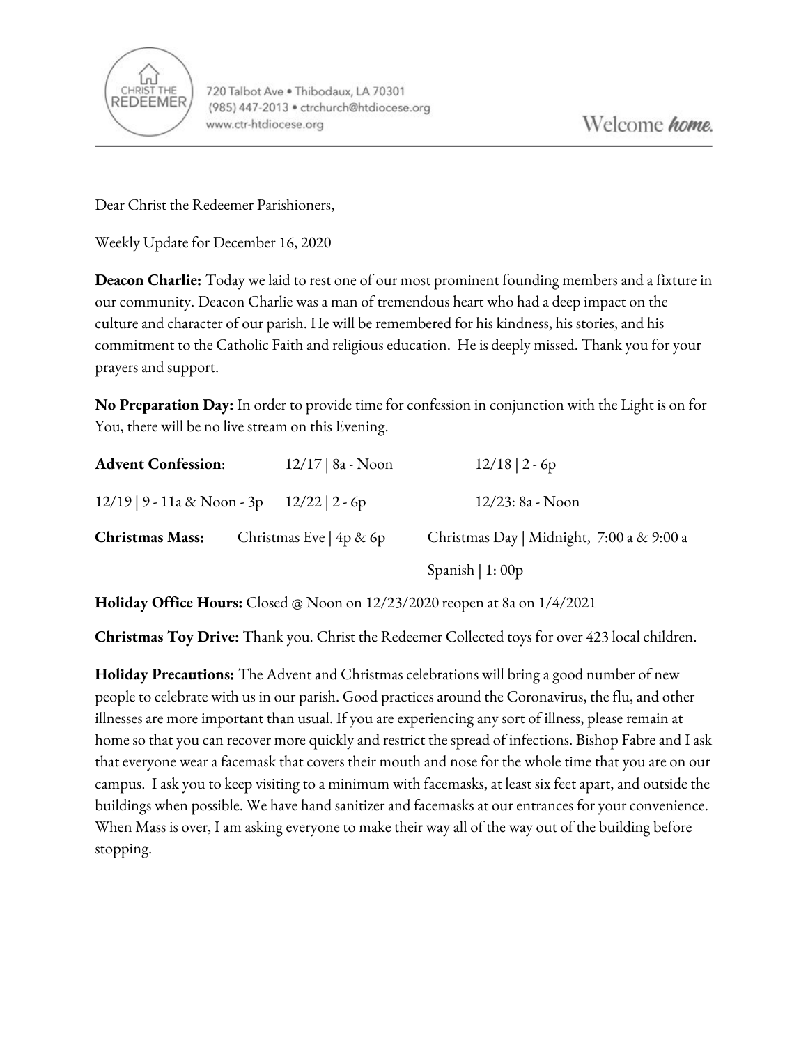CHRIST THE REDEEMER

720 Talbot Ave • Thibodaux, LA 70301
(985) 447-2013 • ctrchurch@htdiocese.org
www.ctr-htdiocese.org

Welcome *home.*

---

Dear Christ the Redeemer Parishioners,

Weekly Update for December 16, 2020

**Deacon Charlie:** Today we laid to rest one of our most prominent founding members and a fixture in our community. Deacon Charlie was a man of tremendous heart who had a deep impact on the culture and character of our parish. He will be remembered for his kindness, his stories, and his commitment to the Catholic Faith and religious education. He is deeply missed. Thank you for your prayers and support.

**No Preparation Day:** In order to provide time for confession in conjunction with the Light is on for You, there will be no live stream on this Evening.

**Advent Confession**: 12/17 | 8a - Noon &nbsp;&nbsp; 12/18 | 2 - 6p

12/19 | 9 - 11a & Noon - 3p &nbsp;&nbsp; 12/22 | 2 - 6p &nbsp;&nbsp; 12/23: 8a - Noon

**Christmas Mass:** Christmas Eve | 4p & 6p &nbsp;&nbsp; Christmas Day | Midnight, 7:00 a & 9:00 a

Spanish | 1: 00p

**Holiday Office Hours:** Closed @ Noon on 12/23/2020 reopen at 8a on 1/4/2021

**Christmas Toy Drive:** Thank you. Christ the Redeemer Collected toys for over 423 local children.

**Holiday Precautions:** The Advent and Christmas celebrations will bring a good number of new people to celebrate with us in our parish. Good practices around the Coronavirus, the flu, and other illnesses are more important than usual. If you are experiencing any sort of illness, please remain at home so that you can recover more quickly and restrict the spread of infections. Bishop Fabre and I ask that everyone wear a facemask that covers their mouth and nose for the whole time that you are on our campus. I ask you to keep visiting to a minimum with facemasks, at least six feet apart, and outside the buildings when possible. We have hand sanitizer and facemasks at our entrances for your convenience. When Mass is over, I am asking everyone to make their way all of the way out of the building before stopping.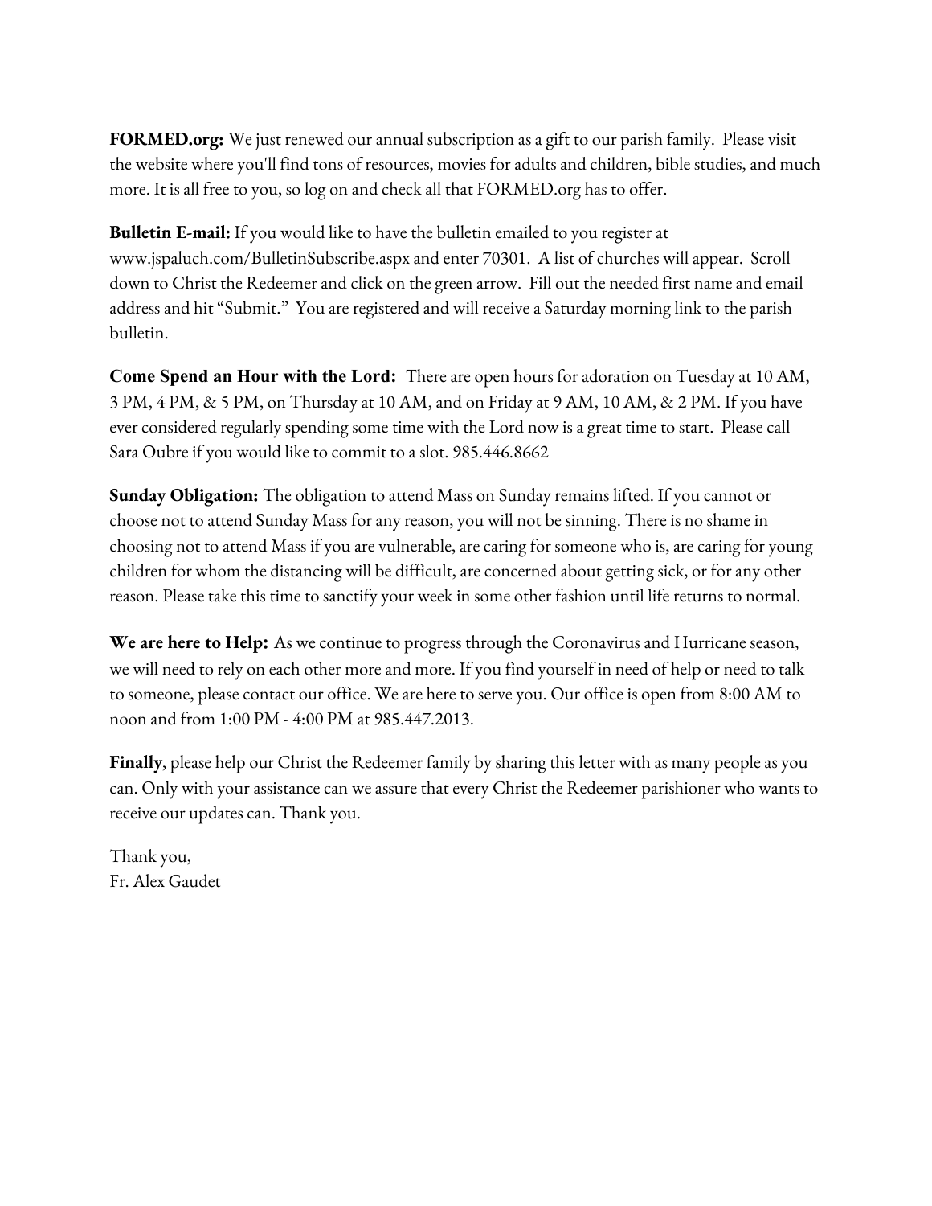**FORMED.org:** We just renewed our annual subscription as a gift to our parish family. Please visit the website where you'll find tons of resources, movies for adults and children, bible studies, and much more. It is all free to you, so log on and check all that FORMED.org has to offer.

**Bulletin E-mail:** If you would like to have the bulletin emailed to you register at www.jspaluch.com/BulletinSubscribe.aspx and enter 70301. A list of churches will appear. Scroll down to Christ the Redeemer and click on the green arrow. Fill out the needed first name and email address and hit "Submit." You are registered and will receive a Saturday morning link to the parish bulletin.

**Come Spend an Hour with the Lord:** There are open hours for adoration on Tuesday at 10 AM, 3 PM, 4 PM, & 5 PM, on Thursday at 10 AM, and on Friday at 9 AM, 10 AM, & 2 PM. If you have ever considered regularly spending some time with the Lord now is a great time to start. Please call Sara Oubre if you would like to commit to a slot. 985.446.8662

**Sunday Obligation:** The obligation to attend Mass on Sunday remains lifted. If you cannot or choose not to attend Sunday Mass for any reason, you will not be sinning. There is no shame in choosing not to attend Mass if you are vulnerable, are caring for someone who is, are caring for young children for whom the distancing will be difficult, are concerned about getting sick, or for any other reason. Please take this time to sanctify your week in some other fashion until life returns to normal.

**We are here to Help:** As we continue to progress through the Coronavirus and Hurricane season, we will need to rely on each other more and more. If you find yourself in need of help or need to talk to someone, please contact our office. We are here to serve you. Our office is open from 8:00 AM to noon and from 1:00 PM - 4:00 PM at 985.447.2013.

**Finally**, please help our Christ the Redeemer family by sharing this letter with as many people as you can. Only with your assistance can we assure that every Christ the Redeemer parishioner who wants to receive our updates can. Thank you.

Thank you,
Fr. Alex Gaudet